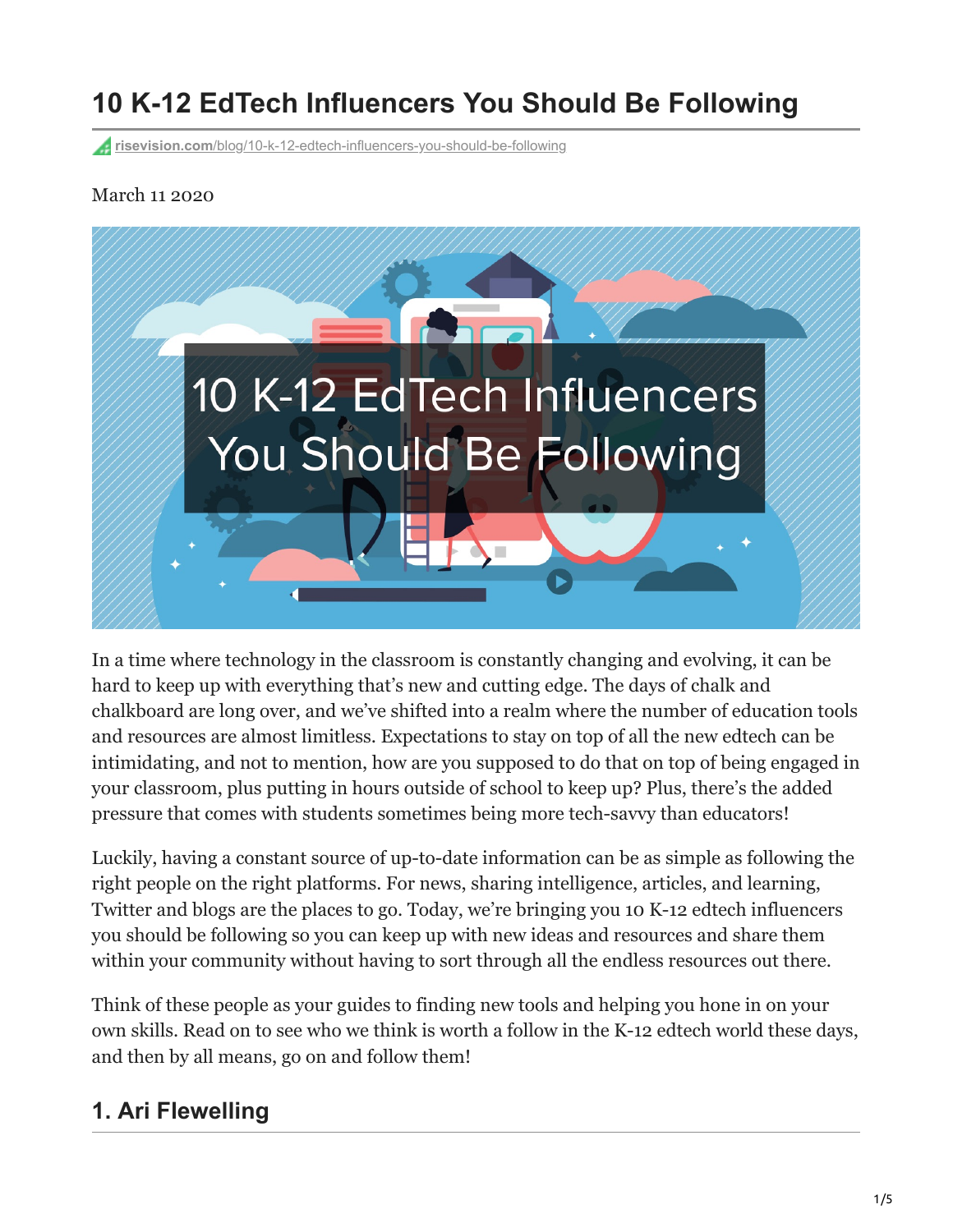# 10 K-12 EdTech Influencers You Should Be Following

risevision.com/blog/10-k-12-edtech-influencers-you-should-be-following

March 11 2020

In a time where technology in the classroom is constantly changing and evolving, it can be hard to keep up with everything that's new and cutting edge. The days of chalk and chalkboard are long over, and we've shifted into a realm where the number of education tools and resources are almost limitless. Expectations to stay on top of all the new edtech can be intimidating, and not to mention, how are you supposed to do that on top of being engaged in your classroom, plus putting in hours outside of school to keep up? Plus, there's the added pressure that comes with students sometimes being more tech-savvy than educators!

Luckily, having a constant source of up-to-date information can be as simple as following the right people on the right platforms. For news, sharing intelligence, articles, and learning, Twitter and blogs are the places to go. Today, we're bringing you 10 K-12 edtech influencers you should be following so you can keep up with new ideas and resources and share them within your community without having to sort through all the endless resources out there.

Think of these people as your guides to finding new tools and helping you hone in on your own skills. Read on to see who we think is worth a follow in the K-12 edtech world these days, and then by all means, go on and follow them!

## 1. Ari Flewelling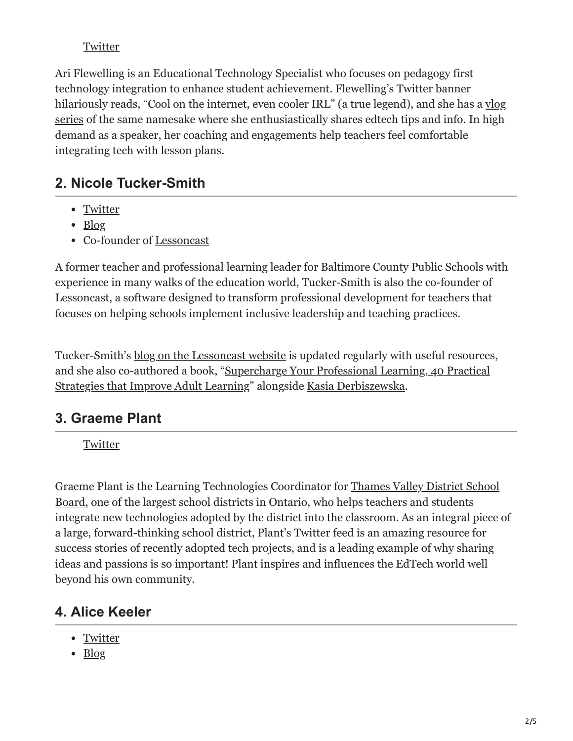Twitter

Ari Flewelling is an Educational Technology Specialist who focuses on pedagogy first technology integration to enhance student achievement. Flewelling's Twitter banner hilariously reads, "Cool on the internet, even cooler IRL" (a true legend), and she has a vlog series of the same namesake where she enthusiastically shares edtech tips and info. In high demand as a speaker, her coaching and engagements help teachers feel comfortable integrating tech with lesson plans.

## 2. Nicole Tucker-Smith

- Twitter
- Blog
- Co-founder of Lessoncast

A former teacher and professional learning leader for Baltimore County Public Schools with experience in many walks of the education world, Tucker-Smith is also the co-founder of Lessoncast, a software designed to transform professional development for teachers that focuses on helping schools implement inclusive leadership and teaching practices.

Tucker-Smith's blog on the Lessoncast website is updated regularly with useful resources, and she also co-authored a book, "Supercharge Your Professional Learning, 40 Practical Strategies that Improve Adult Learning" alongside Kasia Derbiszewska.

## 3. Graeme Plant

Twitter

Graeme Plant is the Learning Technologies Coordinator for Thames Valley District School Board, one of the largest school districts in Ontario, who helps teachers and students integrate new technologies adopted by the district into the classroom. As an integral piece of a large, forward-thinking school district, Plant's Twitter feed is an amazing resource for success stories of recently adopted tech projects, and is a leading example of why sharing ideas and passions is so important! Plant inspires and influences the EdTech world well beyond his own community.

## 4. Alice Keeler

- Twitter
- Blog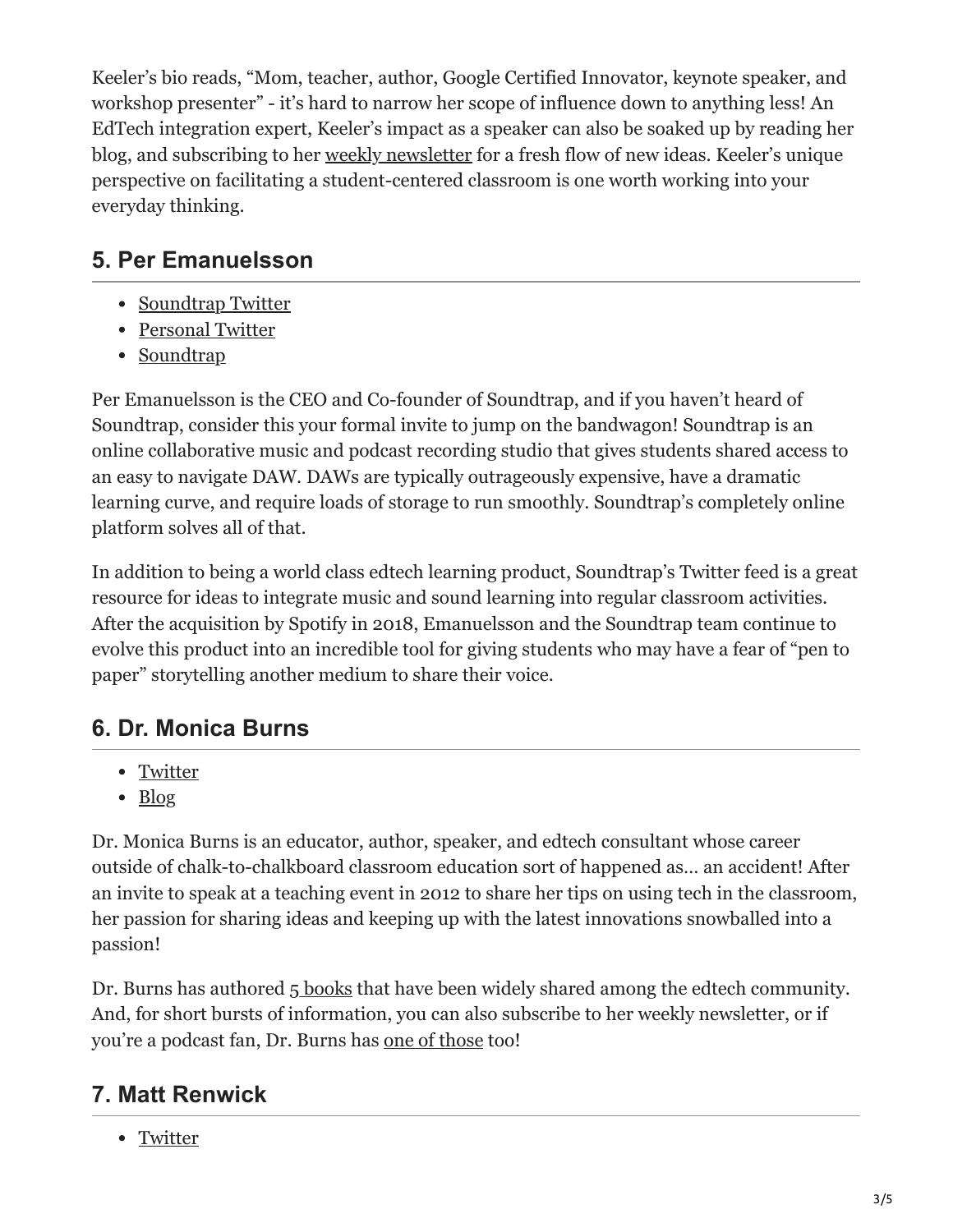Keeler's bio reads, "Mom, teacher, author, Google Certified Innovator, keynote speaker, and workshop presenter" - it's hard to narrow her scope of influence down to anything less! An EdTech integration expert, Keeler's impact as a speaker can also be soaked up by reading her blog, and subscribing to her weekly newsletter for a fresh flow of new ideas. Keeler's unique perspective on facilitating a student-centered classroom is one worth working into your everyday thinking.

## 5. Per Emanuelsson

- Soundtrap Twitter
- Personal Twitter
- Soundtrap

Per Emanuelsson is the CEO and Co-founder of Soundtrap, and if you haven't heard of Soundtrap, consider this your formal invite to jump on the bandwagon! Soundtrap is an online collaborative music and podcast recording studio that gives students shared access to an easy to navigate DAW. DAWs are typically outrageously expensive, have a dramatic learning curve, and require loads of storage to run smoothly. Soundtrap's completely online platform solves all of that.

In addition to being a world class edtech learning product, Soundtrap's Twitter feed is a great resource for ideas to integrate music and sound learning into regular classroom activities. After the acquisition by Spotify in 2018, Emanuelsson and the Soundtrap team continue to evolve this product into an incredible tool for giving students who may have a fear of "pen to paper" storytelling another medium to share their voice.

## 6. Dr. Monica Burns

- Twitter
- Blog

Dr. Monica Burns is an educator, author, speaker, and edtech consultant whose career outside of chalk-to-chalkboard classroom education sort of happened as… an accident! After an invite to speak at a teaching event in 2012 to share her tips on using tech in the classroom, her passion for sharing ideas and keeping up with the latest innovations snowballed into a passion!

Dr. Burns has authored 5 books that have been widely shared among the edtech community. And, for short bursts of information, you can also subscribe to her weekly newsletter, or if you're a podcast fan, Dr. Burns has one of those too!

## 7. Matt Renwick

- Twitter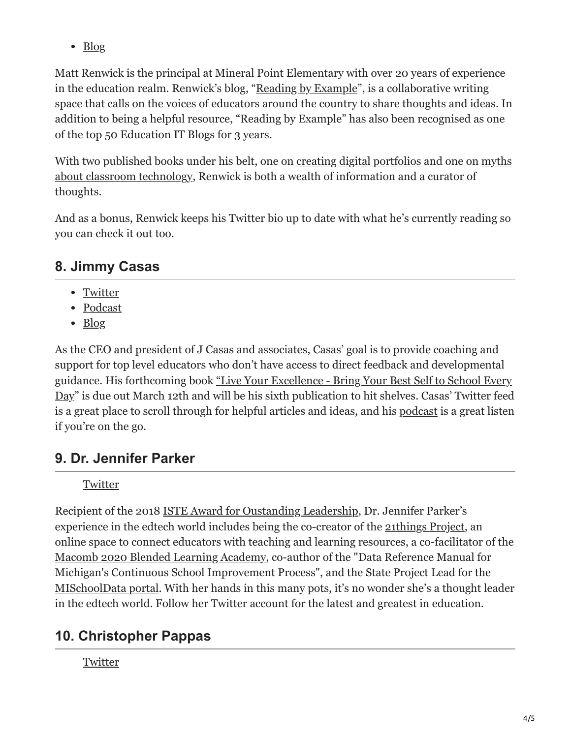- Blog

Matt Renwick is the principal at Mineral Point Elementary with over 20 years of experience in the education realm. Renwick's blog, "Reading by Example", is a collaborative writing space that calls on the voices of educators around the country to share thoughts and ideas. In addition to being a helpful resource, "Reading by Example" has also been recognised as one of the top 50 Education IT Blogs for 3 years.

With two published books under his belt, one on creating digital portfolios and one on myths about classroom technology, Renwick is both a wealth of information and a curator of thoughts.

And as a bonus, Renwick keeps his Twitter bio up to date with what he's currently reading so you can check it out too.

## 8. Jimmy Casas

- Twitter
- Podcast
- Blog

As the CEO and president of J Casas and associates, Casas' goal is to provide coaching and support for top level educators who don't have access to direct feedback and developmental guidance. His forthcoming book "Live Your Excellence - Bring Your Best Self to School Every Day" is due out March 12th and will be his sixth publication to hit shelves. Casas' Twitter feed is a great place to scroll through for helpful articles and ideas, and his podcast is a great listen if you're on the go.

## 9. Dr. Jennifer Parker

Twitter

Recipient of the 2018 ISTE Award for Oustanding Leadership, Dr. Jennifer Parker's experience in the edtech world includes being the co-creator of the 21things Project, an online space to connect educators with teaching and learning resources, a co-facilitator of the Macomb 2020 Blended Learning Academy, co-author of the "Data Reference Manual for Michigan's Continuous School Improvement Process", and the State Project Lead for the MISchoolData portal. With her hands in this many pots, it's no wonder she's a thought leader in the edtech world. Follow her Twitter account for the latest and greatest in education.

## 10. Christopher Pappas

Twitter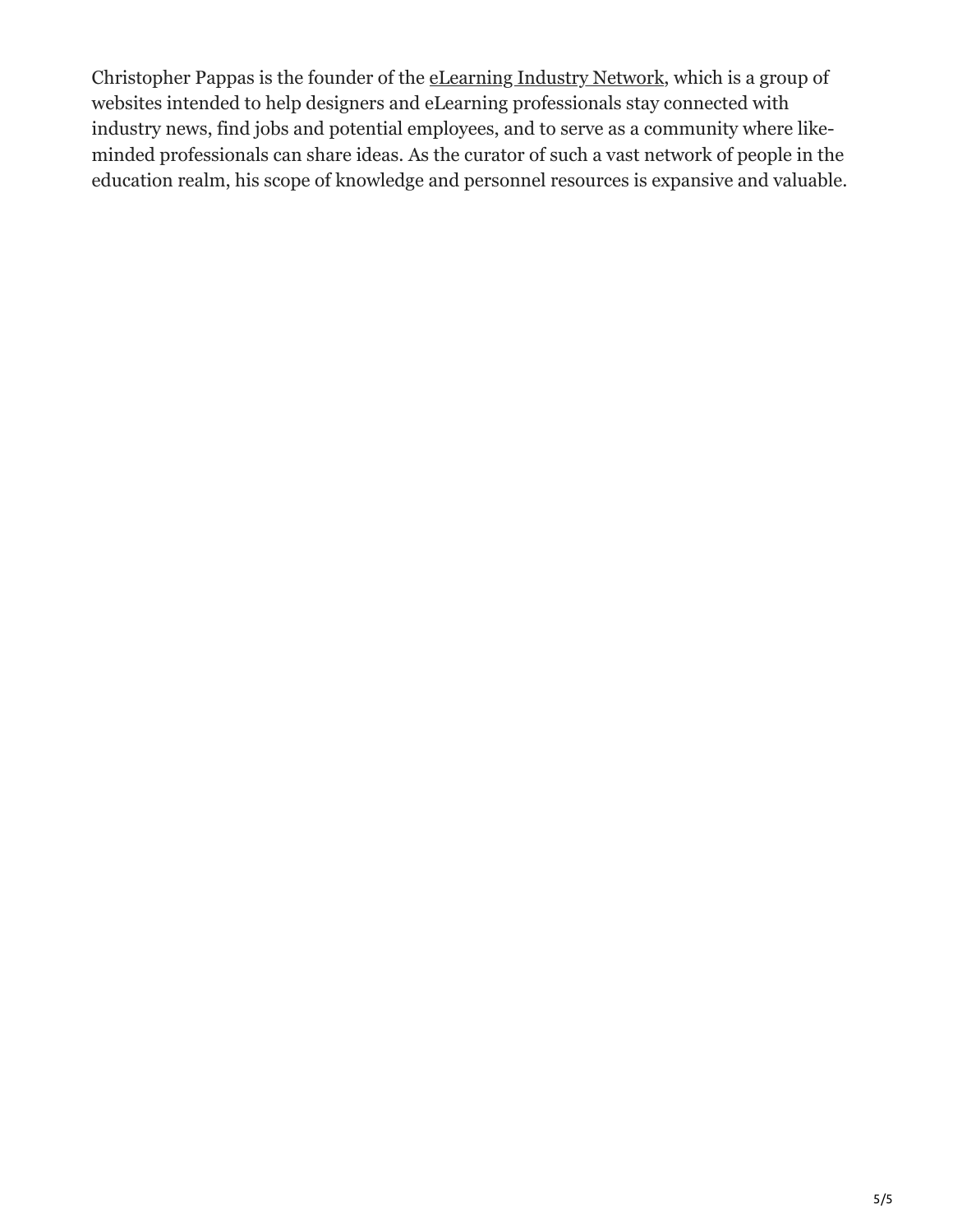Christopher Pappas is the founder of the eLearning Industry Network, which is a group of websites intended to help designers and eLearning professionals stay connected with industry news, find jobs and potential employees, and to serve as a community where like-minded professionals can share ideas. As the curator of such a vast network of people in the education realm, his scope of knowledge and personnel resources is expansive and valuable.